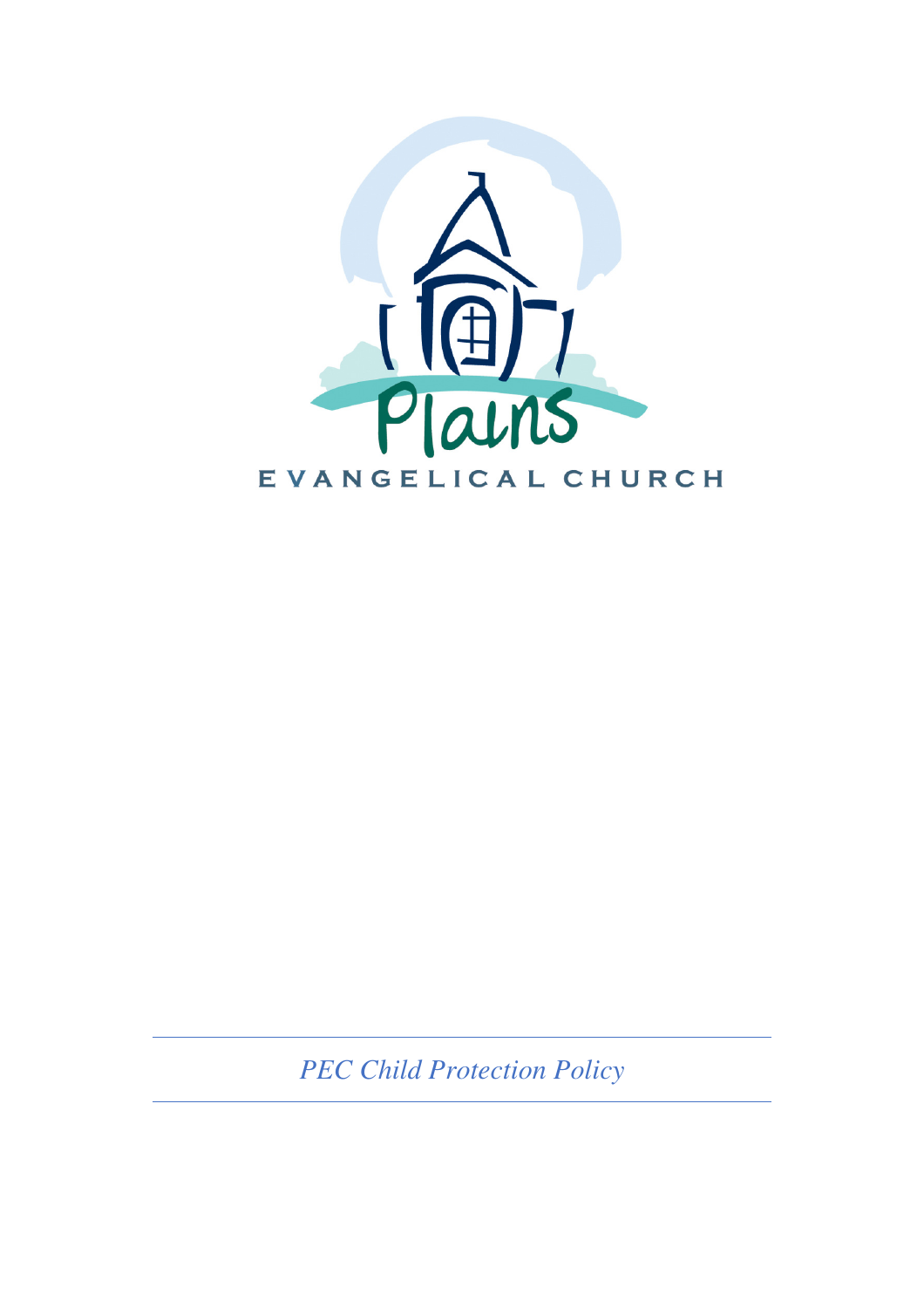Plains

EVANGELICAL CHURCH

*PEC Child Protection Policy*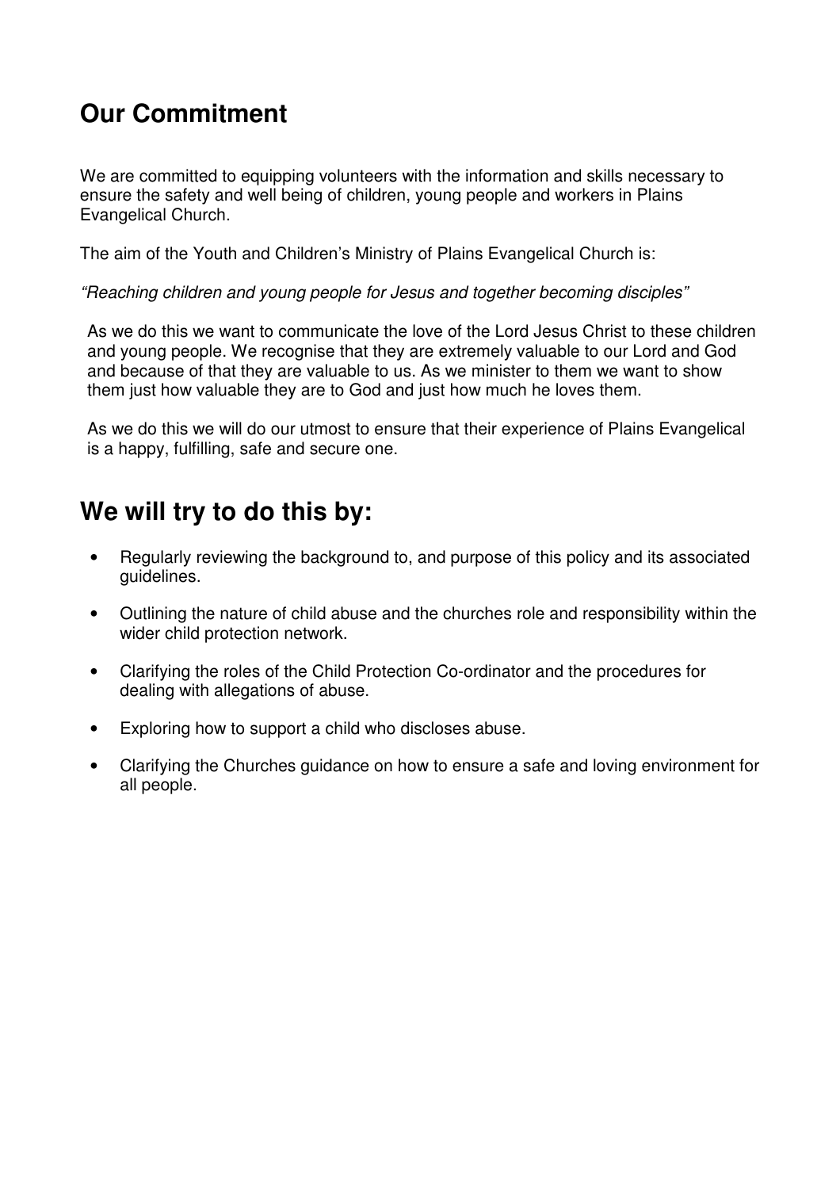## Our Commitment

We are committed to equipping volunteers with the information and skills necessary to ensure the safety and well being of children, young people and workers in Plains Evangelical Church.

The aim of the Youth and Children's Ministry of Plains Evangelical Church is:

*"Reaching children and young people for Jesus and together becoming disciples"*

As we do this we want to communicate the love of the Lord Jesus Christ to these children and young people. We recognise that they are extremely valuable to our Lord and God and because of that they are valuable to us. As we minister to them we want to show them just how valuable they are to God and just how much he loves them.

As we do this we will do our utmost to ensure that their experience of Plains Evangelical is a happy, fulfilling, safe and secure one.

## We will try to do this by:

- Regularly reviewing the background to, and purpose of this policy and its associated guidelines.
- Outlining the nature of child abuse and the churches role and responsibility within the wider child protection network.
- Clarifying the roles of the Child Protection Co-ordinator and the procedures for dealing with allegations of abuse.
- Exploring how to support a child who discloses abuse.
- Clarifying the Churches guidance on how to ensure a safe and loving environment for all people.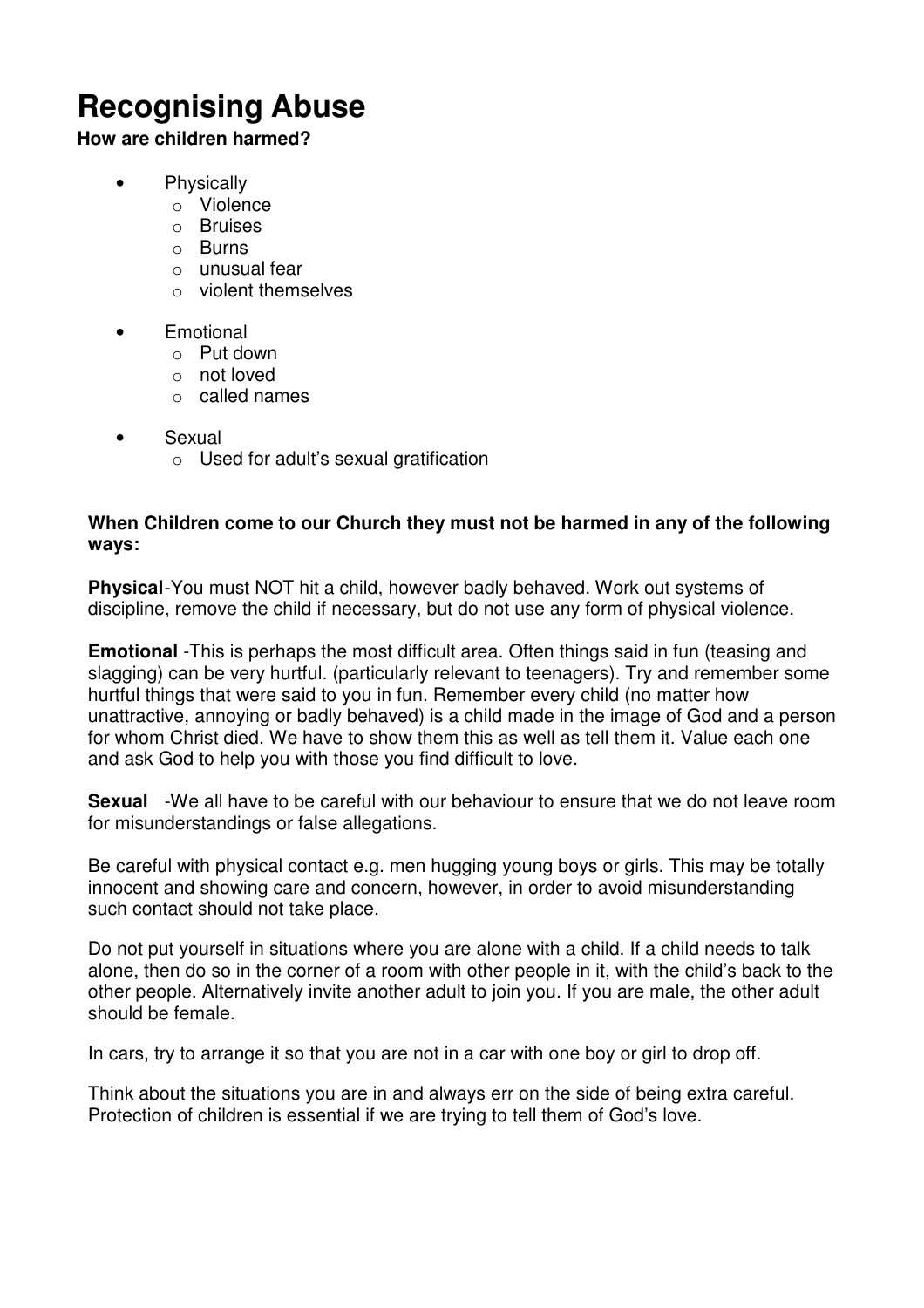# Recognising Abuse

**How are children harmed?**

- Physically
  - Violence
  - Bruises
  - Burns
  - unusual fear
  - violent themselves
- Emotional
  - Put down
  - not loved
  - called names
- Sexual
  - Used for adult's sexual gratification

**When Children come to our Church they must not be harmed in any of the following ways:**

**Physical**-You must NOT hit a child, however badly behaved. Work out systems of discipline, remove the child if necessary, but do not use any form of physical violence.

**Emotional** -This is perhaps the most difficult area. Often things said in fun (teasing and slagging) can be very hurtful. (particularly relevant to teenagers). Try and remember some hurtful things that were said to you in fun. Remember every child (no matter how unattractive, annoying or badly behaved) is a child made in the image of God and a person for whom Christ died. We have to show them this as well as tell them it. Value each one and ask God to help you with those you find difficult to love.

**Sexual** -We all have to be careful with our behaviour to ensure that we do not leave room for misunderstandings or false allegations.

Be careful with physical contact e.g. men hugging young boys or girls. This may be totally innocent and showing care and concern, however, in order to avoid misunderstanding such contact should not take place.

Do not put yourself in situations where you are alone with a child. If a child needs to talk alone, then do so in the corner of a room with other people in it, with the child's back to the other people. Alternatively invite another adult to join you. If you are male, the other adult should be female.

In cars, try to arrange it so that you are not in a car with one boy or girl to drop off.

Think about the situations you are in and always err on the side of being extra careful. Protection of children is essential if we are trying to tell them of God's love.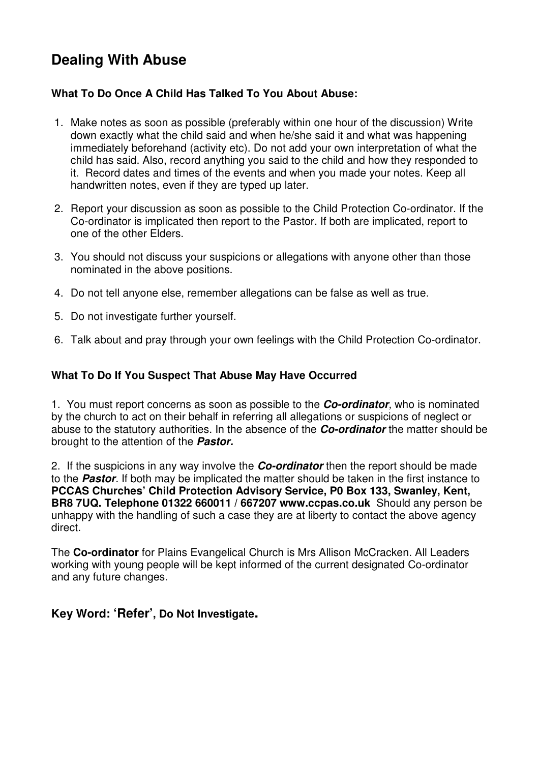# Dealing With Abuse

### What To Do Once A Child Has Talked To You About Abuse:

1. Make notes as soon as possible (preferably within one hour of the discussion) Write down exactly what the child said and when he/she said it and what was happening immediately beforehand (activity etc). Do not add your own interpretation of what the child has said. Also, record anything you said to the child and how they responded to it. Record dates and times of the events and when you made your notes. Keep all handwritten notes, even if they are typed up later.

2. Report your discussion as soon as possible to the Child Protection Co-ordinator. If the Co-ordinator is implicated then report to the Pastor. If both are implicated, report to one of the other Elders.

3. You should not discuss your suspicions or allegations with anyone other than those nominated in the above positions.

4. Do not tell anyone else, remember allegations can be false as well as true.

5. Do not investigate further yourself.

6. Talk about and pray through your own feelings with the Child Protection Co-ordinator.

### What To Do If You Suspect That Abuse May Have Occurred

1. You must report concerns as soon as possible to the ***Co-ordinator***, who is nominated by the church to act on their behalf in referring all allegations or suspicions of neglect or abuse to the statutory authorities. In the absence of the ***Co-ordinator*** the matter should be brought to the attention of the ***Pastor.***

2. If the suspicions in any way involve the ***Co-ordinator*** then the report should be made to the ***Pastor***. If both may be implicated the matter should be taken in the first instance to **PCCAS Churches' Child Protection Advisory Service, P0 Box 133, Swanley, Kent, BR8 7UQ. Telephone 01322 660011 / 667207 www.ccpas.co.uk** Should any person be unhappy with the handling of such a case they are at liberty to contact the above agency direct.

The **Co-ordinator** for Plains Evangelical Church is Mrs Allison McCracken. All Leaders working with young people will be kept informed of the current designated Co-ordinator and any future changes.

### Key Word: 'Refer', Do Not Investigate.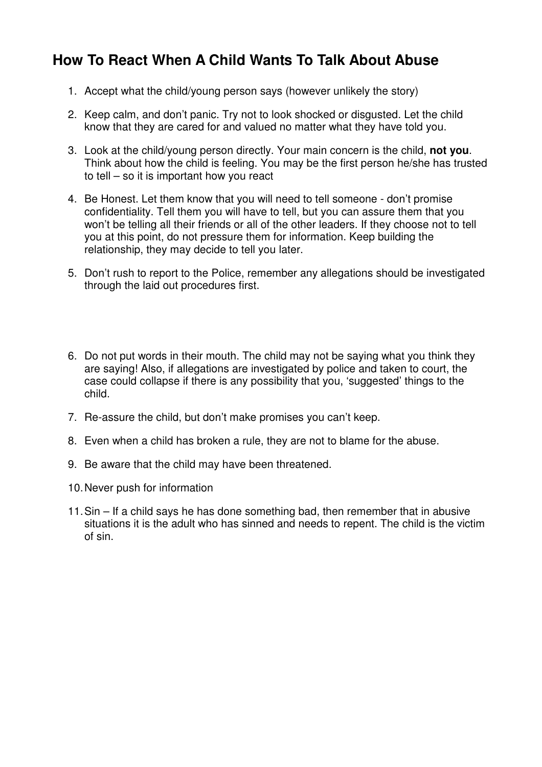## How To React When A Child Wants To Talk About Abuse

1. Accept what the child/young person says (however unlikely the story)

2. Keep calm, and don't panic. Try not to look shocked or disgusted. Let the child know that they are cared for and valued no matter what they have told you.

3. Look at the child/young person directly. Your main concern is the child, **not you**. Think about how the child is feeling. You may be the first person he/she has trusted to tell – so it is important how you react

4. Be Honest. Let them know that you will need to tell someone - don't promise confidentiality. Tell them you will have to tell, but you can assure them that you won't be telling all their friends or all of the other leaders. If they choose not to tell you at this point, do not pressure them for information. Keep building the relationship, they may decide to tell you later.

5. Don't rush to report to the Police, remember any allegations should be investigated through the laid out procedures first.

6. Do not put words in their mouth. The child may not be saying what you think they are saying! Also, if allegations are investigated by police and taken to court, the case could collapse if there is any possibility that you, 'suggested' things to the child.

7. Re-assure the child, but don't make promises you can't keep.

8. Even when a child has broken a rule, they are not to blame for the abuse.

9. Be aware that the child may have been threatened.

10. Never push for information

11. Sin – If a child says he has done something bad, then remember that in abusive situations it is the adult who has sinned and needs to repent. The child is the victim of sin.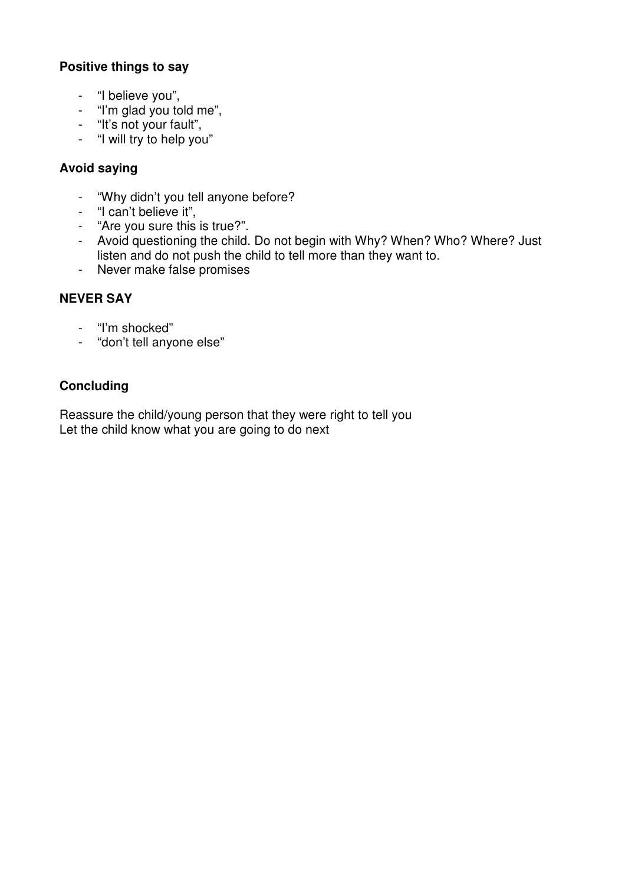**Positive things to say**

- "I believe you",
- "I'm glad you told me",
- "It's not your fault",
- "I will try to help you"

**Avoid saying**

- "Why didn't you tell anyone before?
- "I can't believe it",
- "Are you sure this is true?".
- Avoid questioning the child. Do not begin with Why? When? Who? Where? Just listen and do not push the child to tell more than they want to.
- Never make false promises

**NEVER SAY**

- "I'm shocked"
- "don't tell anyone else"

**Concluding**

Reassure the child/young person that they were right to tell you
Let the child know what you are going to do next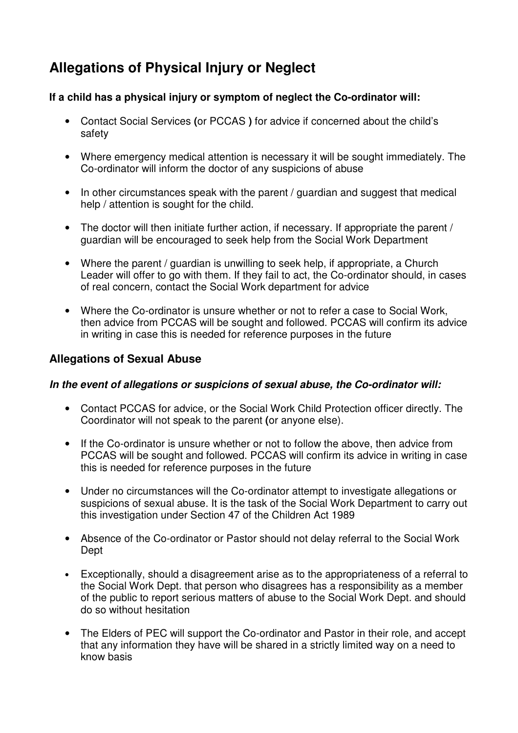## Allegations of Physical Injury or Neglect

**If a child has a physical injury or symptom of neglect the Co-ordinator will:**

- Contact Social Services **(**or PCCAS **)** for advice if concerned about the child's safety
- Where emergency medical attention is necessary it will be sought immediately. The Co-ordinator will inform the doctor of any suspicions of abuse
- In other circumstances speak with the parent / guardian and suggest that medical help / attention is sought for the child.
- The doctor will then initiate further action, if necessary. If appropriate the parent / guardian will be encouraged to seek help from the Social Work Department
- Where the parent / guardian is unwilling to seek help, if appropriate, a Church Leader will offer to go with them. If they fail to act, the Co-ordinator should, in cases of real concern, contact the Social Work department for advice
- Where the Co-ordinator is unsure whether or not to refer a case to Social Work, then advice from PCCAS will be sought and followed. PCCAS will confirm its advice in writing in case this is needed for reference purposes in the future

### Allegations of Sexual Abuse

***In the event of allegations or suspicions of sexual abuse, the Co-ordinator will:***

- Contact PCCAS for advice, or the Social Work Child Protection officer directly. The Coordinator will not speak to the parent **(**or anyone else).
- If the Co-ordinator is unsure whether or not to follow the above, then advice from PCCAS will be sought and followed. PCCAS will confirm its advice in writing in case this is needed for reference purposes in the future
- Under no circumstances will the Co-ordinator attempt to investigate allegations or suspicions of sexual abuse. It is the task of the Social Work Department to carry out this investigation under Section 47 of the Children Act 1989
- Absence of the Co-ordinator or Pastor should not delay referral to the Social Work Dept
- Exceptionally, should a disagreement arise as to the appropriateness of a referral to the Social Work Dept. that person who disagrees has a responsibility as a member of the public to report serious matters of abuse to the Social Work Dept. and should do so without hesitation
- The Elders of PEC will support the Co-ordinator and Pastor in their role, and accept that any information they have will be shared in a strictly limited way on a need to know basis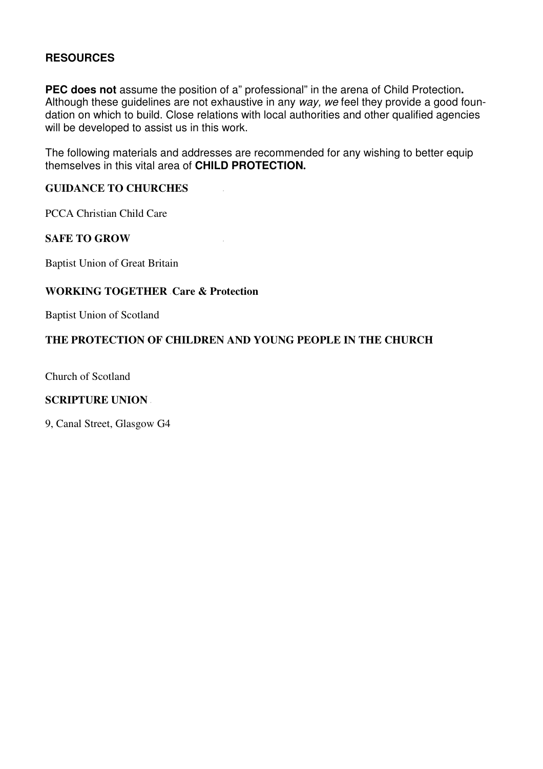## RESOURCES

**PEC does not** assume the position of a" professional" in the arena of Child Protection**.** Although these guidelines are not exhaustive in any *way, we* feel they provide a good foundation on which to build. Close relations with local authorities and other qualified agencies will be developed to assist us in this work.

The following materials and addresses are recommended for any wishing to better equip themselves in this vital area of **CHILD PROTECTION.**

**GUIDANCE TO CHURCHES**

PCCA Christian Child Care

**SAFE TO GROW**

Baptist Union of Great Britain

**WORKING TOGETHER Care & Protection**

Baptist Union of Scotland

**THE PROTECTION OF CHILDREN AND YOUNG PEOPLE IN THE CHURCH**

Church of Scotland

**SCRIPTURE UNION**

9, Canal Street, Glasgow G4